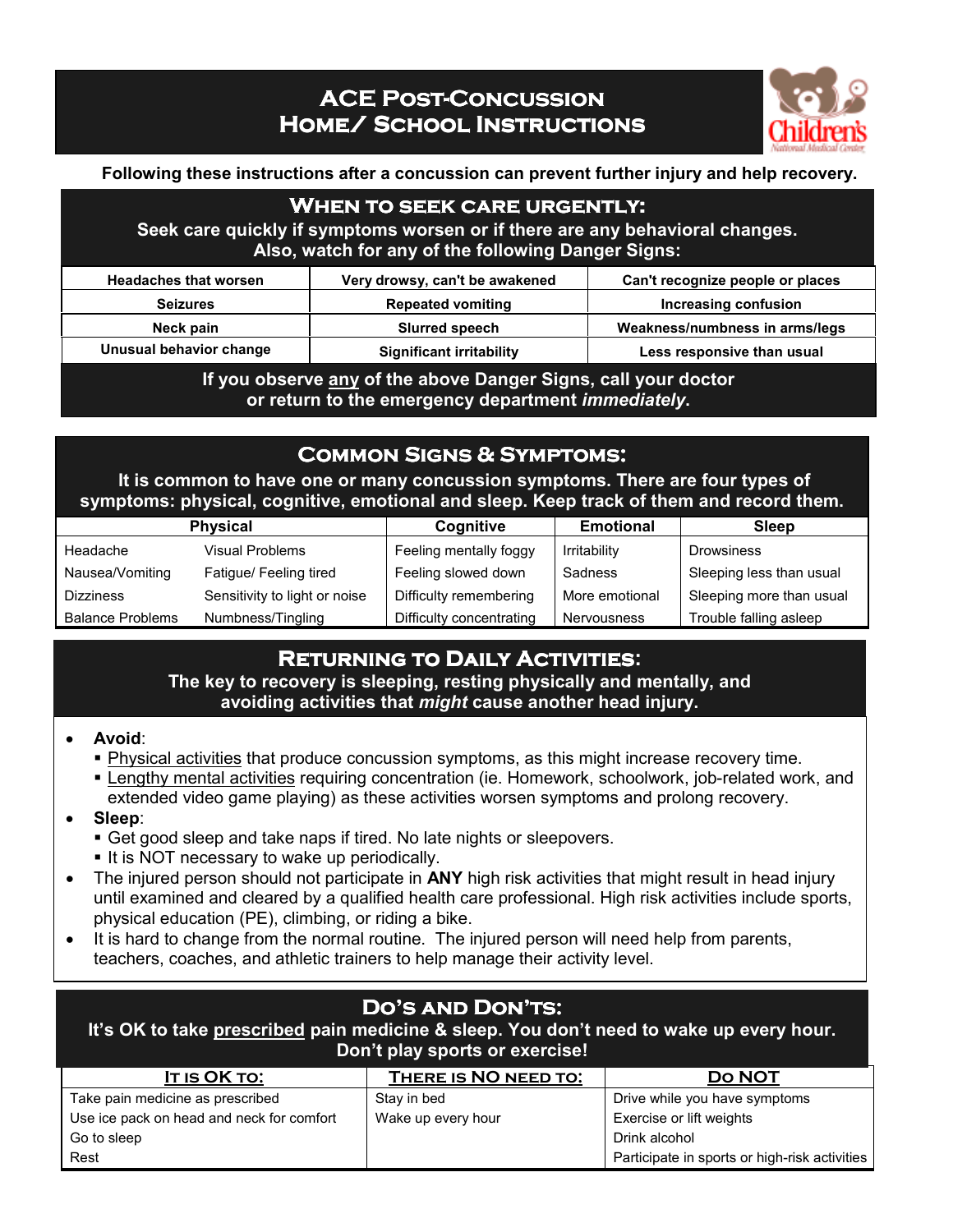# ACE Post-Concussion Home/ School Instructions

Children's National Medical Center

**Following these instructions after a concussion can prevent further injury and help recovery.**

## When to Seek Care Urgently:

**Seek care quickly if symptoms worsen or if there are any behavioral changes.**
**Also, watch for any of the following Danger Signs:**

| | | |
|---|---|---|
| Headaches that worsen | Very drowsy, can't be awakened | Can't recognize people or places |
| Seizures | Repeated vomiting | Increasing confusion |
| Neck pain | Slurred speech | Weakness/numbness in arms/legs |
| Unusual behavior change | Significant irritability | Less responsive than usual |

**If you observe <u>any</u> of the above Danger Signs, call your doctor or return to the emergency department *immediately*.**

## Common Signs & Symptoms:

**It is common to have one or many concussion symptoms. There are four types of symptoms: physical, cognitive, emotional and sleep. Keep track of them and record them.**

| Physical | | Cognitive | Emotional | Sleep |
|---|---|---|---|---|
| Headache | Visual Problems | Feeling mentally foggy | Irritability | Drowsiness |
| Nausea/Vomiting | Fatigue/ Feeling tired | Feeling slowed down | Sadness | Sleeping less than usual |
| Dizziness | Sensitivity to light or noise | Difficulty remembering | More emotional | Sleeping more than usual |
| Balance Problems | Numbness/Tingling | Difficulty concentrating | Nervousness | Trouble falling asleep |

## Returning to Daily Activities:

**The key to recovery is sleeping, resting physically and mentally, and avoiding activities that *might* cause another head injury.**

- **Avoid**:
  - <u>Physical activities</u> that produce concussion symptoms, as this might increase recovery time.
  - <u>Lengthy mental activities</u> requiring concentration (ie. Homework, schoolwork, job-related work, and extended video game playing) as these activities worsen symptoms and prolong recovery.
- **Sleep**:
  - Get good sleep and take naps if tired. No late nights or sleepovers.
  - It is NOT necessary to wake up periodically.
- The injured person should not participate in **ANY** high risk activities that might result in head injury until examined and cleared by a qualified health care professional. High risk activities include sports, physical education (PE), climbing, or riding a bike.
- It is hard to change from the normal routine. The injured person will need help from parents, teachers, coaches, and athletic trainers to help manage their activity level.

## Do's and Don'ts:

**It's OK to take <u>prescribed</u> pain medicine & sleep. You don't need to wake up every hour.**
**Don't play sports or exercise!**

| It is OK to: | There is NO need to: | Do NOT |
|---|---|---|
| Take pain medicine as prescribed | Stay in bed | Drive while you have symptoms |
| Use ice pack on head and neck for comfort | Wake up every hour | Exercise or lift weights |
| Go to sleep | | Drink alcohol |
| Rest | | Participate in sports or high-risk activities |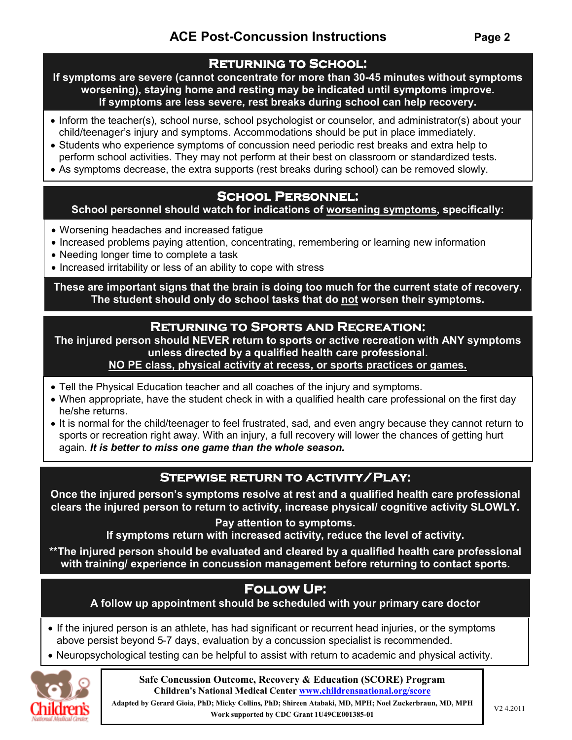# ACE Post-Concussion Instructions

## Returning to School:

**If symptoms are severe (cannot concentrate for more than 30-45 minutes without symptoms worsening), staying home and resting may be indicated until symptoms improve. If symptoms are less severe, rest breaks during school can help recovery.**

- Inform the teacher(s), school nurse, school psychologist or counselor, and administrator(s) about your child/teenager's injury and symptoms. Accommodations should be put in place immediately.
- Students who experience symptoms of concussion need periodic rest breaks and extra help to perform school activities. They may not perform at their best on classroom or standardized tests.
- As symptoms decrease, the extra supports (rest breaks during school) can be removed slowly.

## School Personnel:

**School personnel should watch for indications of worsening symptoms, specifically:**

- Worsening headaches and increased fatigue
- Increased problems paying attention, concentrating, remembering or learning new information
- Needing longer time to complete a task
- Increased irritability or less of an ability to cope with stress

**These are important signs that the brain is doing too much for the current state of recovery. The student should only do school tasks that do not worsen their symptoms.**

## Returning to Sports and Recreation:

**The injured person should NEVER return to sports or active recreation with ANY symptoms unless directed by a qualified health care professional.**

**NO PE class, physical activity at recess, or sports practices or games.**

- Tell the Physical Education teacher and all coaches of the injury and symptoms.
- When appropriate, have the student check in with a qualified health care professional on the first day he/she returns.
- It is normal for the child/teenager to feel frustrated, sad, and even angry because they cannot return to sports or recreation right away. With an injury, a full recovery will lower the chances of getting hurt again. ***It is better to miss one game than the whole season.***

## Stepwise Return to Activity/Play:

**Once the injured person's symptoms resolve at rest and a qualified health care professional clears the injured person to return to activity, increase physical/ cognitive activity SLOWLY.**

**Pay attention to symptoms.**

**If symptoms return with increased activity, reduce the level of activity.**

****The injured person should be evaluated and cleared by a qualified health care professional with training/ experience in concussion management before returning to contact sports.**

## Follow Up:

**A follow up appointment should be scheduled with your primary care doctor**

- If the injured person is an athlete, has had significant or recurrent head injuries, or the symptoms above persist beyond 5-7 days, evaluation by a concussion specialist is recommended.
- Neuropsychological testing can be helpful to assist with return to academic and physical activity.

**Safe Concussion Outcome, Recovery & Education (SCORE) Program**
**Children's National Medical Center www.childrensnational.org/score**
Adapted by Gerard Gioia, PhD; Micky Collins, PhD; Shireen Atabaki, MD, MPH; Noel Zuckerbraun, MD, MPH
Work supported by CDC Grant 1U49CE001385-01

V2 4.2011